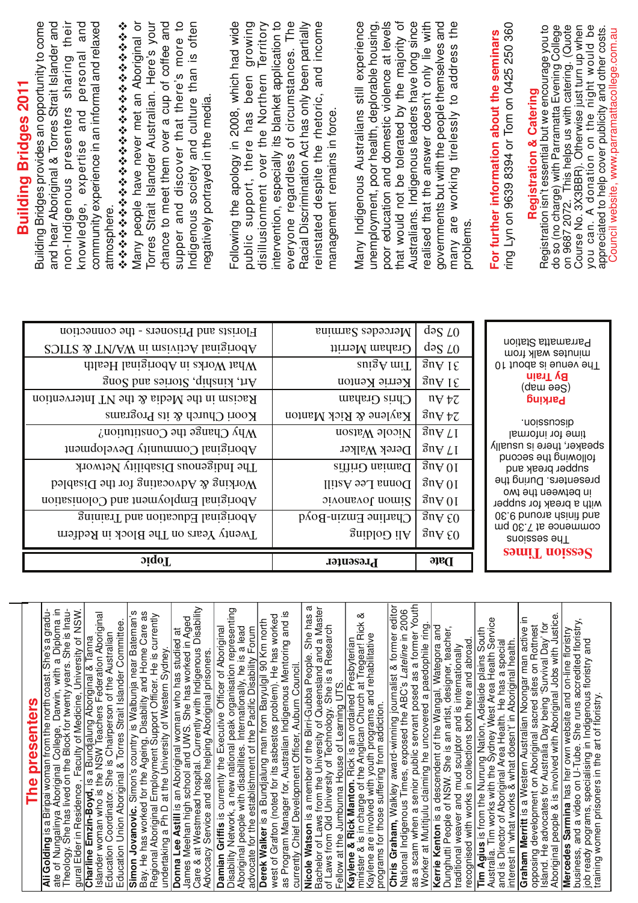# Building Bridges 2011

Building Bridges provides an opportunity to come and hear Aboriginal & Torres Strait Islander and non-Indigenous presenters sharing their knowledge, expertise and personal and community experience in an informal and relaxed atmosphere.

❖❖❖❖❖❖❖❖❖❖❖❖❖❖❖❖❖❖❖❖❖❖

Many people have never met an Aboriginal or Torres Strait Islander Australian. Here's your chance to meet them over a cup of coffee and supper and discover that there's more to Indigenous society and culture than is often negatively portrayed in the media.

Following the apology in 2008, which had wide public support, there has been growing disillusionment over the Northern Territory intervention, especially its blanket application to everyone regardless of circumstances. The Racial Discrimination Act has only been partially reinstated despite the rhetoric, and income management remains in force.

Many Indigenous Australians still experience unemployment, poor health, deplorable housing, poor education and domestic violence at levels that would not be tolerated by the majority of Australians. Indigenous leaders have long since realised that the answer doesn't only lie with governments but with the people themselves and many are working tirelessly to address the problems.

**For further information about the seminars** ring Lyn on 9639 8394 or Tom on 0425 250 360

## Registration & Catering

Registration isn't essential but we encourage you to do so (no charge) with Parramatta Evening College on 9687 2072. This helps us with catering. (Quote Course No. 3X3BBR). Otherwise just turn up when you can. A donation on the night would be appreciated to help cover publicity and other costs. Council website, www.parramattacollege.com.au

| Date | Presenter | Topic |
|---|---|---|
| 03 Aug | Ali Golding | Twenty Years on The Block in Redfern |
| 03 Aug | Charline Emzin-Boyd | Aboriginal Education and Training |
| 10 Aug | Simon Jovanovic | Aboriginal Employment and Colonisation |
| 10 Aug | Donna Lee Astill | Working & Advocating for the Disabled |
| 10 Aug | Damian Griffis | The Indigenous Disability Network |
| 17 Aug | Derek Walker | Aboriginal Community Development |
| 17 Aug | Nicole Watson | Why Change the Constitution? |
| 24 Aug | Kaylene & Rick Manton | Koori Church & its Programs |
| 24 Au | Chris Graham | Racism in the Media & the NT Intervention |
| 31 Aug | Kerrie Kenton | Art, kinship, Stories and Song |
| 31 Aug | Tim Agius | What Works in Aboriginal Health |
| 07 Sep | Graham Merritt | Aboriginal Activism in WA/NT & STICS |
| 07 Sep | Mercedes Sarmina | Florists and Prisoners - the connection |

## Session Times

The sessions commence at 7.30 pm and finish around 9.30 with a break for supper in between the two presenters. During the supper break and following the second speaker, there is usually time for informal discussion.

**Parking**
(See map)

**By Train**
The venue is about 10 minutes walk from Parramatta Station

## The presenters

**Ali Golding** is a Biripai woman from the north coast. She's a graduate of Nungalinya Aboriginal College, Darwin, with a Diploma in Theology. She has lived on the Block for twenty years. She is Inaugural Elder in Residence, Faculty of Medicine, University of NSW.

**Charline Emzin-Boyd**, is a Bundjalung Aboriginal & Tanna Islander woman who is the NSW Teachers Federation Aboriginal Education Coordinator. She is Chairperson of the Australian Education Union Aboriginal & Torres Strait Islander Committee.

**Simon Jovanovic.** Simon's country is Walbunja near Bateman's Bay. He has worked for the Ageing, Disability and Home Care as Regional Aboriginal Employment Support Officer. He is currently undertaking a Ph D at the University of Western Sydney.

**Donna Lee Astill** is an Aboriginal woman who has studied at James Meehan high school and UWS. She has worked in Aged Care at Westmead hospital. Currently with Indigenous Disability Advocacy Service and also helping Aboriginal prisoners.

**Damian Griffis** is currently the Executive Officer of Aboriginal Disability Network, a new national peak organisation representing Aboriginal people with disabilities. Internationally, he is a lead advocate for the establishment of the Pacific Disability Forum

**Derek Walker** is a Bundjalung man from Baryulgil 90 Km north west of Grafton (noted for its asbestos problem). He has worked as Program Manager for, Australian Indigenous Mentoring and is currently Chief Development Officer, Auburn Council.

**Nicole Watson** is a member of the Birri-Gubba People. She has a Bachelor of Laws from the University of Queensland and a Master of Laws from Qld University of Technology. She is a Research Fellow at the Jumbunna House of Learning UTS.

**Kaylene & Rick Manton.** Rick is an ordained Presbyterian minister & is in charge of the Anglican Church at Tregear! Rick & Kaylene are involved with youth programs and rehabilitative programs for those suffering from addiction.

**Chris Graham**, Walkley award-winning journalist & former editor National Indigenous Times, exposed the ABC's *Lateline* in 2006 as a scam when a senior public servant posed as a former Youth Worker at Mutitjulu claiming he uncovered a paedophile ring.

**Kerrie Kenton** is a descendent of the Wangal, Wategora and Dunghutti People of NSW. She is an artist, designer, teacher, traditional weaver and mud sculptor and is internationally recognised with works in collections both here and abroad.

**Tim Agius** is from the Nurrung Nation, Adelaide plains South Australia. Tim works with the Sydney West Area Health Service and is Director of Aboriginal Area Health. He has a special interest in 'what works & what doesn't' in Aboriginal health.

**Graham Merritt** is a Western Australian Noongar man active in opposing development on Aboriginal sacred sites on Rottnest Island. He advocates for Australia Day being 'Survival Day' for Aboriginal people & is involved with Aboriginal Jobs with Justice.

**Mercedes Sarmina** has her own website and on-line floristry business, and a video on U-Tube. She runs accredited floristry, job ready pograms, specialising in Indigenous floristry and training women prisoners in the art of floristry.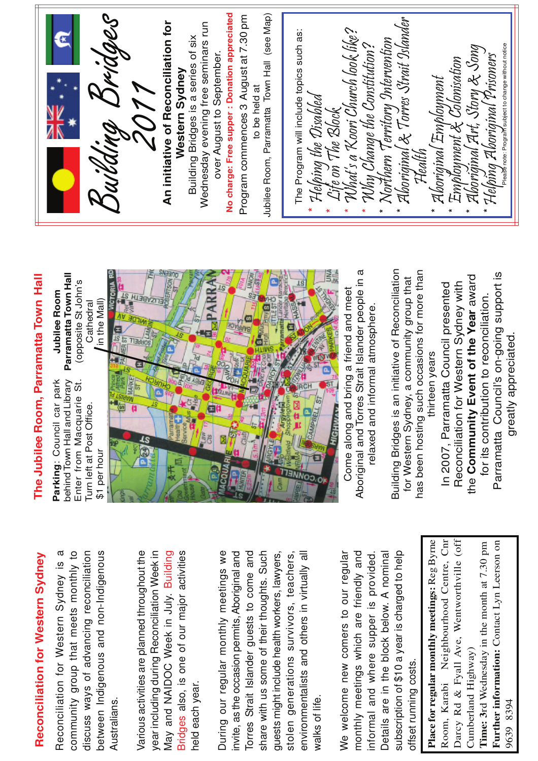## Reconciliation for Western Sydney

Reconciliation for Western Sydney is a community group that meets monthly to discuss ways of advancing reconciliation between Indigenous and non-Indigenous Australians.

Various activities are planned throughout the year including during Reconciliation Week in May and NAIDOC Week in July. Building Bridges also, is one of our major activities held each year.

During our regular monthly meetings we invite, as the occasion permits, Aboriginal and Torres Strait Islander guests to come and share with us some of their thoughts. Such guests might include health workers, lawyers, stolen generations survivors, teachers, environmentalists and others in virtually all walks of life.

We welcome new comers to our regular monthly meetings which are friendly and informal and where supper is provided. Details are in the block below. A nominal subscription of $10 a year is charged to help offset running costs.

**Place for regular monthly meetings:** Reg Byrne Room, Karabi Neighbourhood Centre, Cnr Darcy Rd & Fyall Ave, Wentworthville (off Cumberland Highway)
**Time:** 3rd Wednesday in the month at 7.30 pm
**Further information:** Contact Lyn Leerson on 9639 8394

## The Jubilee Room, Parramatta Town Hall

**Parking**: Council car park behind Town Hall and Library Enter from Macquarie St. Turn left at Post Office. $1 per hour

**Jubilee Room Parramatta Town Hall** (opposite St John's Cathedral in the Mall)

Come along and bring a friend and meet Aboriginal and Torres Strait Islander people in a relaxed and informal atmosphere.

Building Bridges is an initiative of Reconciliation for Western Sydney, a community group that has been hosting such occasions for more than thirteen years

In 2007, Parramatta Council presented Reconciliation for Western Sydney with the **Community Event of the Year** award for its contribution to reconciliation.

Parramatta Council's on-going support is greatly appreciated.

# Building Bridges 2011

**An initiative of Reconciliation for Western Sydney**

Building Bridges is a series of six Wednesday evening free seminars run over August to September.

**No charge: Free supper : Donation appreciated**

Program commences 3 August at 7.30 pm to be held at Jubilee Room, Parramatta Town Hall (see Map)

The Program will include topics such as:

* *Helping the Disabled*
* *Life on The Block*
* *What's a Koori Church look like?*
* *Why Change the Constitution?*
* *Northern Territory Intervention*
* *Aboriginal & Torres Strait Islander Health*
* *Aboriginal Employment*
* *Employment & Colonisation*
* *Aboriginal Art, Story & Song*
* *Helping Aboriginal Prisoners*

Please note: Program subject to change without notice